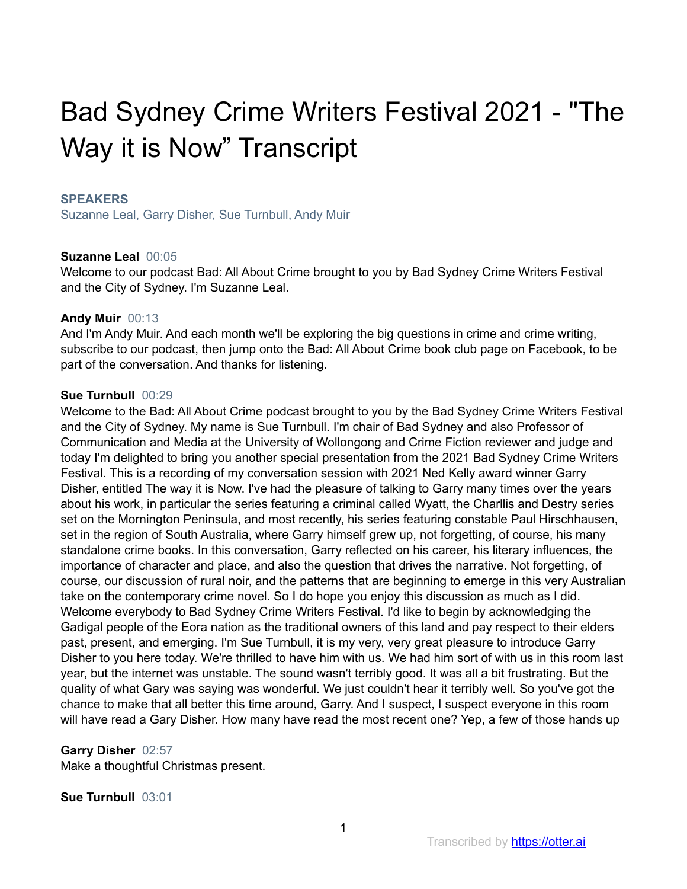# Bad Sydney Crime Writers Festival 2021 - "The Way it is Now" Transcript

**SPEAKERS**

Suzanne Leal, Garry Disher, Sue Turnbull, Andy Muir

**Suzanne Leal** 00:05

Welcome to our podcast Bad: All About Crime brought to you by Bad Sydney Crime Writers Festival and the City of Sydney. I'm Suzanne Leal.

**Andy Muir** 00:13

And I'm Andy Muir. And each month we'll be exploring the big questions in crime and crime writing, subscribe to our podcast, then jump onto the Bad: All About Crime book club page on Facebook, to be part of the conversation. And thanks for listening.

**Sue Turnbull** 00:29

Welcome to the Bad: All About Crime podcast brought to you by the Bad Sydney Crime Writers Festival and the City of Sydney. My name is Sue Turnbull. I'm chair of Bad Sydney and also Professor of Communication and Media at the University of Wollongong and Crime Fiction reviewer and judge and today I'm delighted to bring you another special presentation from the 2021 Bad Sydney Crime Writers Festival. This is a recording of my conversation session with 2021 Ned Kelly award winner Garry Disher, entitled The way it is Now. I've had the pleasure of talking to Garry many times over the years about his work, in particular the series featuring a criminal called Wyatt, the Charllis and Destry series set on the Mornington Peninsula, and most recently, his series featuring constable Paul Hirschhausen, set in the region of South Australia, where Garry himself grew up, not forgetting, of course, his many standalone crime books. In this conversation, Garry reflected on his career, his literary influences, the importance of character and place, and also the question that drives the narrative. Not forgetting, of course, our discussion of rural noir, and the patterns that are beginning to emerge in this very Australian take on the contemporary crime novel. So I do hope you enjoy this discussion as much as I did. Welcome everybody to Bad Sydney Crime Writers Festival. I'd like to begin by acknowledging the Gadigal people of the Eora nation as the traditional owners of this land and pay respect to their elders past, present, and emerging. I'm Sue Turnbull, it is my very, very great pleasure to introduce Garry Disher to you here today. We're thrilled to have him with us. We had him sort of with us in this room last year, but the internet was unstable. The sound wasn't terribly good. It was all a bit frustrating. But the quality of what Gary was saying was wonderful. We just couldn't hear it terribly well. So you've got the chance to make that all better this time around, Garry. And I suspect, I suspect everyone in this room will have read a Gary Disher. How many have read the most recent one? Yep, a few of those hands up

**Garry Disher** 02:57

Make a thoughtful Christmas present.

**Sue Turnbull** 03:01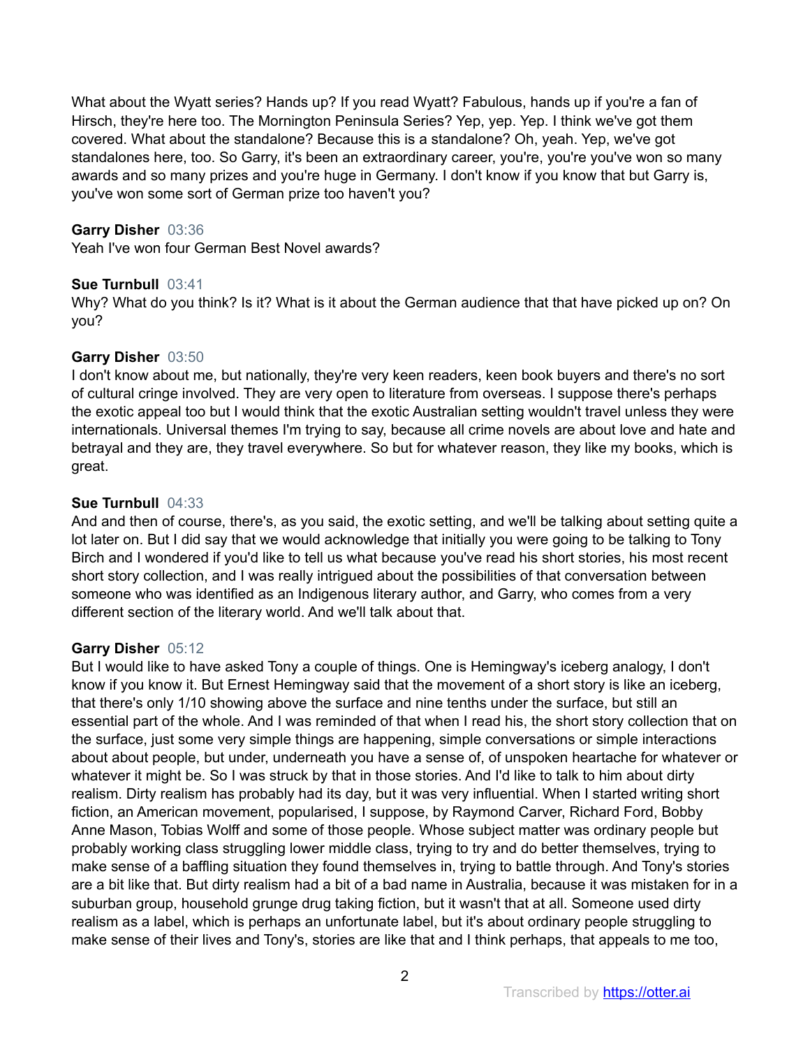What about the Wyatt series? Hands up? If you read Wyatt? Fabulous, hands up if you're a fan of Hirsch, they're here too. The Mornington Peninsula Series? Yep, yep. Yep. I think we've got them covered. What about the standalone? Because this is a standalone? Oh, yeah. Yep, we've got standalones here, too. So Garry, it's been an extraordinary career, you're, you're you've won so many awards and so many prizes and you're huge in Germany. I don't know if you know that but Garry is, you've won some sort of German prize too haven't you?

**Garry Disher** 03:36
Yeah I've won four German Best Novel awards?

**Sue Turnbull** 03:41
Why? What do you think? Is it? What is it about the German audience that that have picked up on? On you?

**Garry Disher** 03:50
I don't know about me, but nationally, they're very keen readers, keen book buyers and there's no sort of cultural cringe involved. They are very open to literature from overseas. I suppose there's perhaps the exotic appeal too but I would think that the exotic Australian setting wouldn't travel unless they were internationals. Universal themes I'm trying to say, because all crime novels are about love and hate and betrayal and they are, they travel everywhere. So but for whatever reason, they like my books, which is great.

**Sue Turnbull** 04:33
And and then of course, there's, as you said, the exotic setting, and we'll be talking about setting quite a lot later on. But I did say that we would acknowledge that initially you were going to be talking to Tony Birch and I wondered if you'd like to tell us what because you've read his short stories, his most recent short story collection, and I was really intrigued about the possibilities of that conversation between someone who was identified as an Indigenous literary author, and Garry, who comes from a very different section of the literary world. And we'll talk about that.

**Garry Disher** 05:12
But I would like to have asked Tony a couple of things. One is Hemingway's iceberg analogy, I don't know if you know it. But Ernest Hemingway said that the movement of a short story is like an iceberg, that there's only 1/10 showing above the surface and nine tenths under the surface, but still an essential part of the whole. And I was reminded of that when I read his, the short story collection that on the surface, just some very simple things are happening, simple conversations or simple interactions about about people, but under, underneath you have a sense of, of unspoken heartache for whatever or whatever it might be. So I was struck by that in those stories. And I'd like to talk to him about dirty realism. Dirty realism has probably had its day, but it was very influential. When I started writing short fiction, an American movement, popularised, I suppose, by Raymond Carver, Richard Ford, Bobby Anne Mason, Tobias Wolff and some of those people. Whose subject matter was ordinary people but probably working class struggling lower middle class, trying to try and do better themselves, trying to make sense of a baffling situation they found themselves in, trying to battle through. And Tony's stories are a bit like that. But dirty realism had a bit of a bad name in Australia, because it was mistaken for in a suburban group, household grunge drug taking fiction, but it wasn't that at all. Someone used dirty realism as a label, which is perhaps an unfortunate label, but it's about ordinary people struggling to make sense of their lives and Tony's, stories are like that and I think perhaps, that appeals to me too,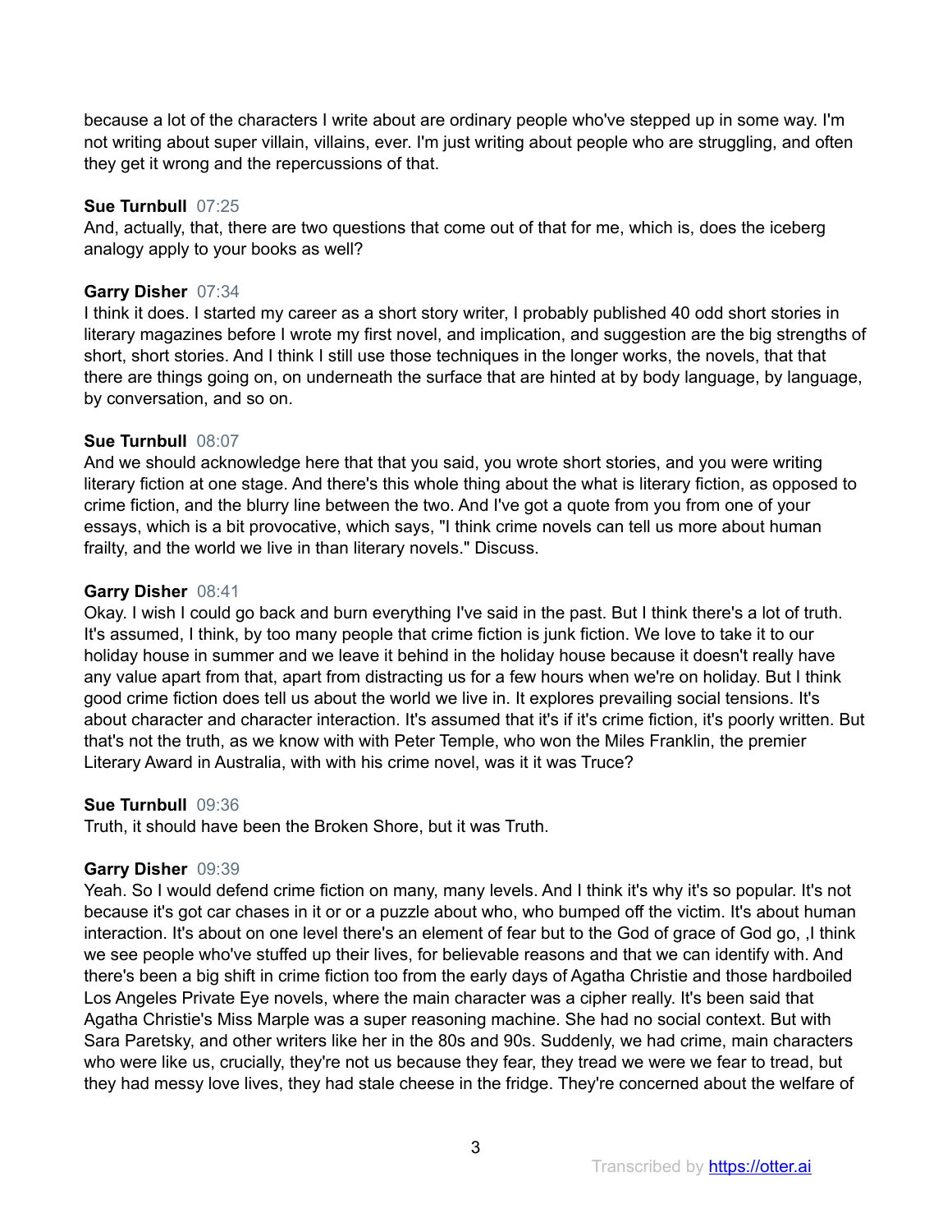because a lot of the characters I write about are ordinary people who've stepped up in some way. I'm not writing about super villain, villains, ever. I'm just writing about people who are struggling, and often they get it wrong and the repercussions of that.

**Sue Turnbull** 07:25
And, actually, that, there are two questions that come out of that for me, which is, does the iceberg analogy apply to your books as well?

**Garry Disher** 07:34
I think it does. I started my career as a short story writer, I probably published 40 odd short stories in literary magazines before I wrote my first novel, and implication, and suggestion are the big strengths of short, short stories. And I think I still use those techniques in the longer works, the novels, that that there are things going on, on underneath the surface that are hinted at by body language, by language, by conversation, and so on.

**Sue Turnbull** 08:07
And we should acknowledge here that that you said, you wrote short stories, and you were writing literary fiction at one stage. And there's this whole thing about the what is literary fiction, as opposed to crime fiction, and the blurry line between the two. And I've got a quote from you from one of your essays, which is a bit provocative, which says, "I think crime novels can tell us more about human frailty, and the world we live in than literary novels." Discuss.

**Garry Disher** 08:41
Okay. I wish I could go back and burn everything I've said in the past. But I think there's a lot of truth. It's assumed, I think, by too many people that crime fiction is junk fiction. We love to take it to our holiday house in summer and we leave it behind in the holiday house because it doesn't really have any value apart from that, apart from distracting us for a few hours when we're on holiday. But I think good crime fiction does tell us about the world we live in. It explores prevailing social tensions. It's about character and character interaction. It's assumed that it's if it's crime fiction, it's poorly written. But that's not the truth, as we know with with Peter Temple, who won the Miles Franklin, the premier Literary Award in Australia, with with his crime novel, was it it was Truce?

**Sue Turnbull** 09:36
Truth, it should have been the Broken Shore, but it was Truth.

**Garry Disher** 09:39
Yeah. So I would defend crime fiction on many, many levels. And I think it's why it's so popular. It's not because it's got car chases in it or or a puzzle about who, who bumped off the victim. It's about human interaction. It's about on one level there's an element of fear but to the God of grace of God go, ,I think we see people who've stuffed up their lives, for believable reasons and that we can identify with. And there's been a big shift in crime fiction too from the early days of Agatha Christie and those hardboiled Los Angeles Private Eye novels, where the main character was a cipher really. It's been said that Agatha Christie's Miss Marple was a super reasoning machine. She had no social context. But with Sara Paretsky, and other writers like her in the 80s and 90s. Suddenly, we had crime, main characters who were like us, crucially, they're not us because they fear, they tread we were we fear to tread, but they had messy love lives, they had stale cheese in the fridge. They're concerned about the welfare of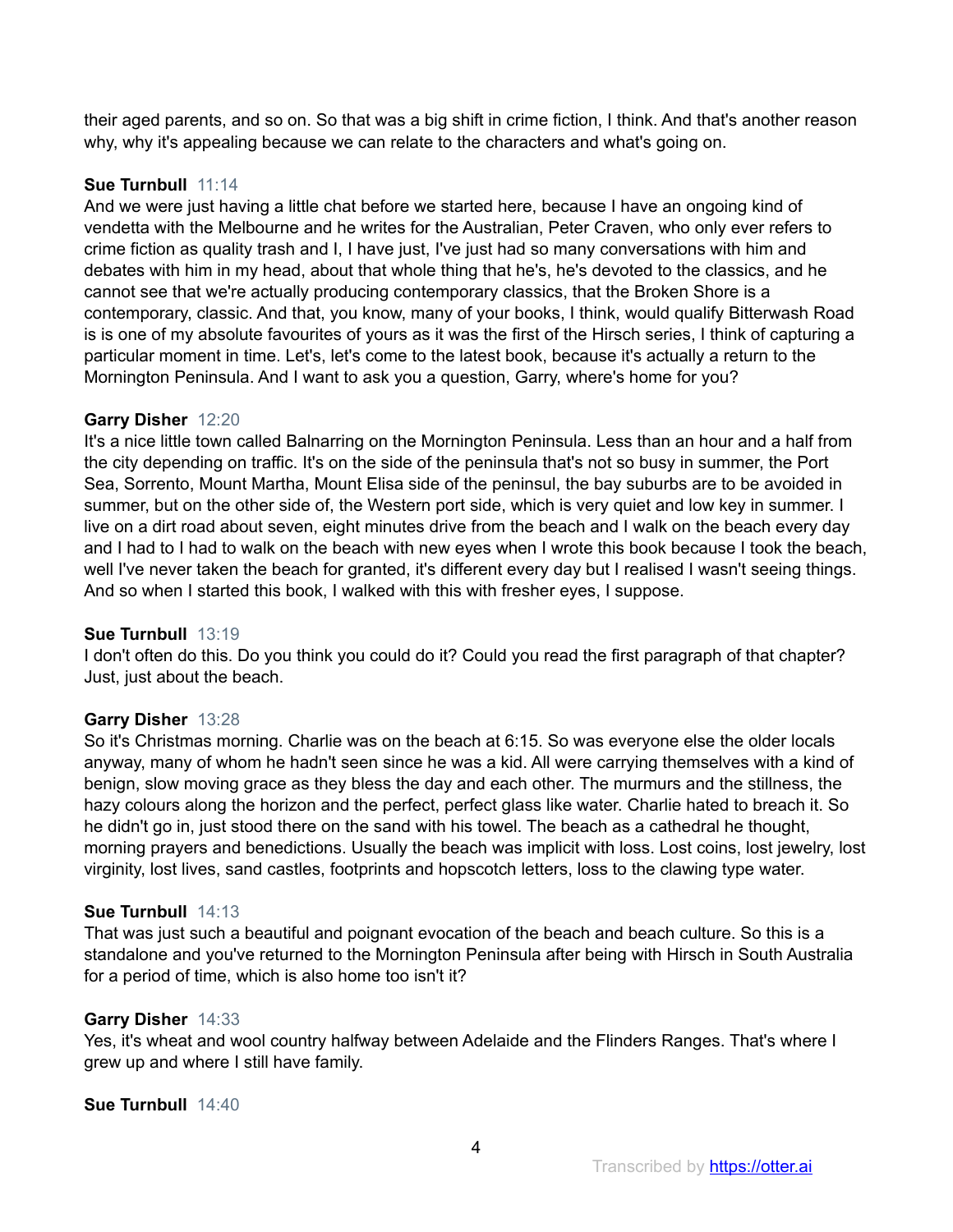their aged parents, and so on. So that was a big shift in crime fiction, I think. And that's another reason why, why it's appealing because we can relate to the characters and what's going on.

**Sue Turnbull** 11:14
And we were just having a little chat before we started here, because I have an ongoing kind of vendetta with the Melbourne and he writes for the Australian, Peter Craven, who only ever refers to crime fiction as quality trash and I, I have just, I've just had so many conversations with him and debates with him in my head, about that whole thing that he's, he's devoted to the classics, and he cannot see that we're actually producing contemporary classics, that the Broken Shore is a contemporary, classic. And that, you know, many of your books, I think, would qualify Bitterwash Road is is one of my absolute favourites of yours as it was the first of the Hirsch series, I think of capturing a particular moment in time. Let's, let's come to the latest book, because it's actually a return to the Mornington Peninsula. And I want to ask you a question, Garry, where's home for you?

**Garry Disher** 12:20
It's a nice little town called Balnarring on the Mornington Peninsula. Less than an hour and a half from the city depending on traffic. It's on the side of the peninsula that's not so busy in summer, the Port Sea, Sorrento, Mount Martha, Mount Elisa side of the peninsul, the bay suburbs are to be avoided in summer, but on the other side of, the Western port side, which is very quiet and low key in summer. I live on a dirt road about seven, eight minutes drive from the beach and I walk on the beach every day and I had to I had to walk on the beach with new eyes when I wrote this book because I took the beach, well I've never taken the beach for granted, it's different every day but I realised I wasn't seeing things. And so when I started this book, I walked with this with fresher eyes, I suppose.

**Sue Turnbull** 13:19
I don't often do this. Do you think you could do it? Could you read the first paragraph of that chapter? Just, just about the beach.

**Garry Disher** 13:28
So it's Christmas morning. Charlie was on the beach at 6:15. So was everyone else the older locals anyway, many of whom he hadn't seen since he was a kid. All were carrying themselves with a kind of benign, slow moving grace as they bless the day and each other. The murmurs and the stillness, the hazy colours along the horizon and the perfect, perfect glass like water. Charlie hated to breach it. So he didn't go in, just stood there on the sand with his towel. The beach as a cathedral he thought, morning prayers and benedictions. Usually the beach was implicit with loss. Lost coins, lost jewelry, lost virginity, lost lives, sand castles, footprints and hopscotch letters, loss to the clawing type water.

**Sue Turnbull** 14:13
That was just such a beautiful and poignant evocation of the beach and beach culture. So this is a standalone and you've returned to the Mornington Peninsula after being with Hirsch in South Australia for a period of time, which is also home too isn't it?

**Garry Disher** 14:33
Yes, it's wheat and wool country halfway between Adelaide and the Flinders Ranges. That's where I grew up and where I still have family.

**Sue Turnbull** 14:40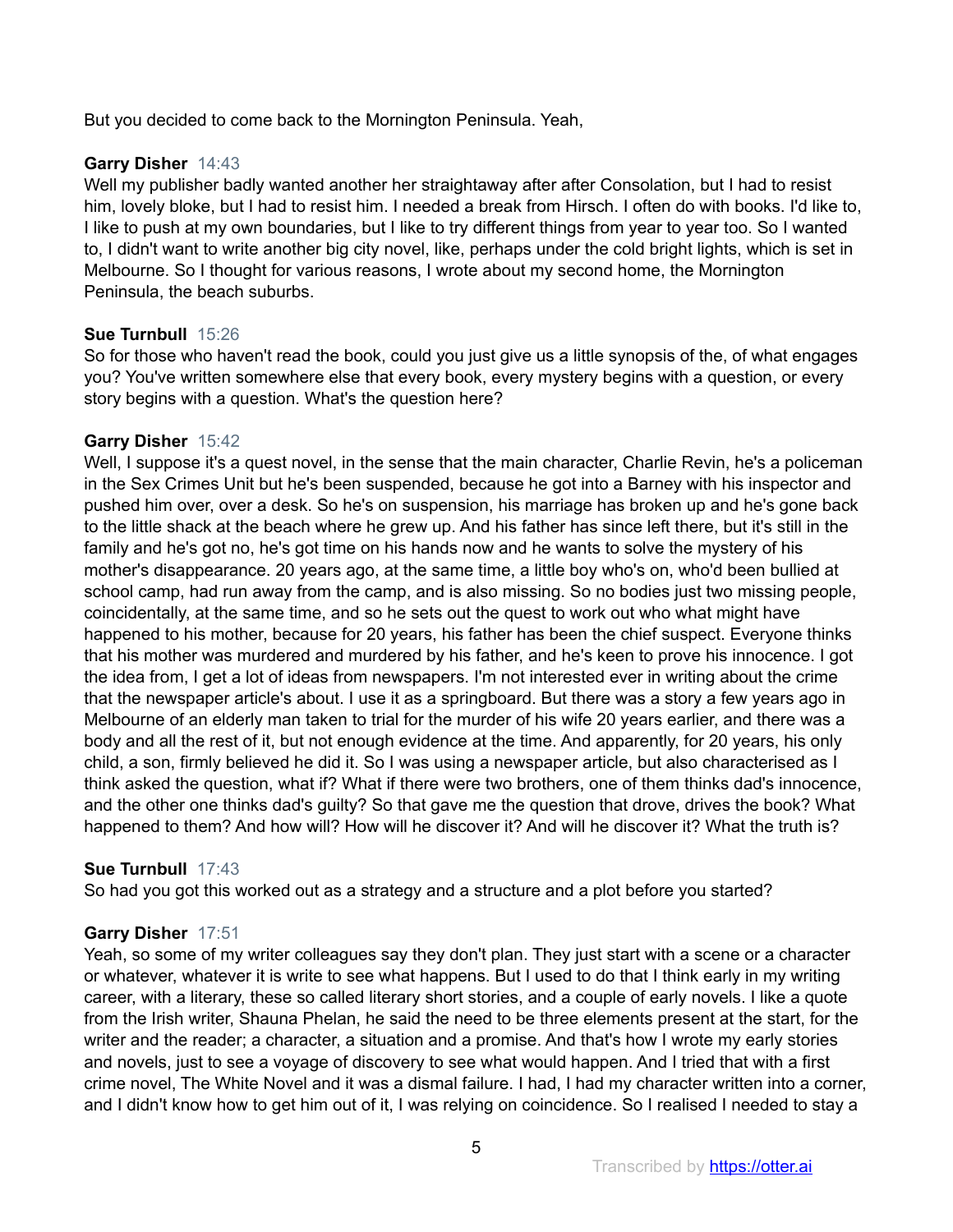But you decided to come back to the Mornington Peninsula. Yeah,

**Garry Disher** 14:43
Well my publisher badly wanted another her straightaway after after Consolation, but I had to resist him, lovely bloke, but I had to resist him. I needed a break from Hirsch. I often do with books. I'd like to, I like to push at my own boundaries, but I like to try different things from year to year too. So I wanted to, I didn't want to write another big city novel, like, perhaps under the cold bright lights, which is set in Melbourne. So I thought for various reasons, I wrote about my second home, the Mornington Peninsula, the beach suburbs.

**Sue Turnbull** 15:26
So for those who haven't read the book, could you just give us a little synopsis of the, of what engages you? You've written somewhere else that every book, every mystery begins with a question, or every story begins with a question. What's the question here?

**Garry Disher** 15:42
Well, I suppose it's a quest novel, in the sense that the main character, Charlie Revin, he's a policeman in the Sex Crimes Unit but he's been suspended, because he got into a Barney with his inspector and pushed him over, over a desk. So he's on suspension, his marriage has broken up and he's gone back to the little shack at the beach where he grew up. And his father has since left there, but it's still in the family and he's got no, he's got time on his hands now and he wants to solve the mystery of his mother's disappearance. 20 years ago, at the same time, a little boy who's on, who'd been bullied at school camp, had run away from the camp, and is also missing. So no bodies just two missing people, coincidentally, at the same time, and so he sets out the quest to work out who what might have happened to his mother, because for 20 years, his father has been the chief suspect. Everyone thinks that his mother was murdered and murdered by his father, and he's keen to prove his innocence. I got the idea from, I get a lot of ideas from newspapers. I'm not interested ever in writing about the crime that the newspaper article's about. I use it as a springboard. But there was a story a few years ago in Melbourne of an elderly man taken to trial for the murder of his wife 20 years earlier, and there was a body and all the rest of it, but not enough evidence at the time. And apparently, for 20 years, his only child, a son, firmly believed he did it. So I was using a newspaper article, but also characterised as I think asked the question, what if? What if there were two brothers, one of them thinks dad's innocence, and the other one thinks dad's guilty? So that gave me the question that drove, drives the book? What happened to them? And how will? How will he discover it? And will he discover it? What the truth is?

**Sue Turnbull** 17:43
So had you got this worked out as a strategy and a structure and a plot before you started?

**Garry Disher** 17:51
Yeah, so some of my writer colleagues say they don't plan. They just start with a scene or a character or whatever, whatever it is write to see what happens. But I used to do that I think early in my writing career, with a literary, these so called literary short stories, and a couple of early novels. I like a quote from the Irish writer, Shauna Phelan, he said the need to be three elements present at the start, for the writer and the reader; a character, a situation and a promise. And that's how I wrote my early stories and novels, just to see a voyage of discovery to see what would happen. And I tried that with a first crime novel, The White Novel and it was a dismal failure. I had, I had my character written into a corner, and I didn't know how to get him out of it, I was relying on coincidence. So I realised I needed to stay a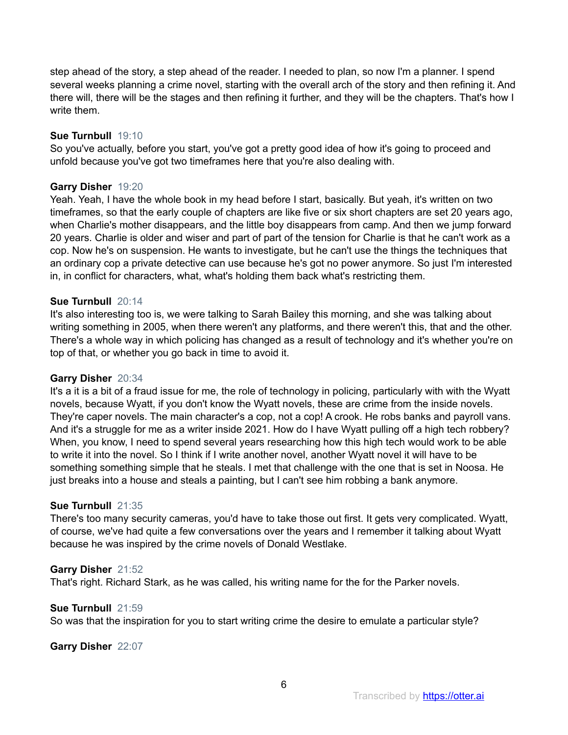step ahead of the story, a step ahead of the reader. I needed to plan, so now I'm a planner. I spend several weeks planning a crime novel, starting with the overall arch of the story and then refining it. And there will, there will be the stages and then refining it further, and they will be the chapters. That's how I write them.

**Sue Turnbull** 19:10
So you've actually, before you start, you've got a pretty good idea of how it's going to proceed and unfold because you've got two timeframes here that you're also dealing with.

**Garry Disher** 19:20
Yeah. Yeah, I have the whole book in my head before I start, basically. But yeah, it's written on two timeframes, so that the early couple of chapters are like five or six short chapters are set 20 years ago, when Charlie's mother disappears, and the little boy disappears from camp. And then we jump forward 20 years. Charlie is older and wiser and part of part of the tension for Charlie is that he can't work as a cop. Now he's on suspension. He wants to investigate, but he can't use the things the techniques that an ordinary cop a private detective can use because he's got no power anymore. So just I'm interested in, in conflict for characters, what, what's holding them back what's restricting them.

**Sue Turnbull** 20:14
It's also interesting too is, we were talking to Sarah Bailey this morning, and she was talking about writing something in 2005, when there weren't any platforms, and there weren't this, that and the other. There's a whole way in which policing has changed as a result of technology and it's whether you're on top of that, or whether you go back in time to avoid it.

**Garry Disher** 20:34
It's a it is a bit of a fraud issue for me, the role of technology in policing, particularly with with the Wyatt novels, because Wyatt, if you don't know the Wyatt novels, these are crime from the inside novels. They're caper novels. The main character's a cop, not a cop! A crook. He robs banks and payroll vans. And it's a struggle for me as a writer inside 2021. How do I have Wyatt pulling off a high tech robbery? When, you know, I need to spend several years researching how this high tech would work to be able to write it into the novel. So I think if I write another novel, another Wyatt novel it will have to be something something simple that he steals. I met that challenge with the one that is set in Noosa. He just breaks into a house and steals a painting, but I can't see him robbing a bank anymore.

**Sue Turnbull** 21:35
There's too many security cameras, you'd have to take those out first. It gets very complicated. Wyatt, of course, we've had quite a few conversations over the years and I remember it talking about Wyatt because he was inspired by the crime novels of Donald Westlake.

**Garry Disher** 21:52
That's right. Richard Stark, as he was called, his writing name for the for the Parker novels.

**Sue Turnbull** 21:59
So was that the inspiration for you to start writing crime the desire to emulate a particular style?

**Garry Disher** 22:07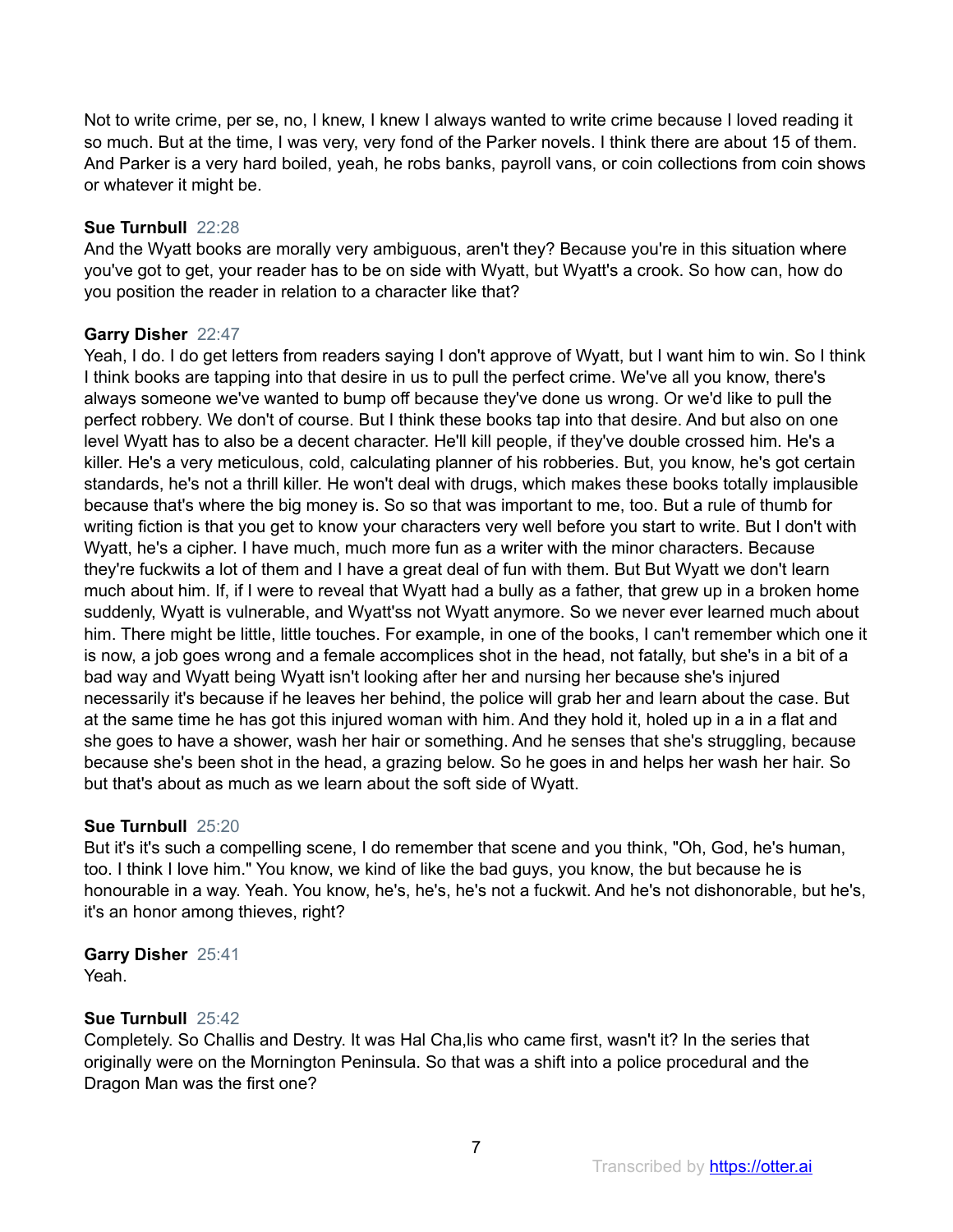Not to write crime, per se, no, I knew, I knew I always wanted to write crime because I loved reading it so much. But at the time, I was very, very fond of the Parker novels. I think there are about 15 of them. And Parker is a very hard boiled, yeah, he robs banks, payroll vans, or coin collections from coin shows or whatever it might be.

**Sue Turnbull** 22:28
And the Wyatt books are morally very ambiguous, aren't they? Because you're in this situation where you've got to get, your reader has to be on side with Wyatt, but Wyatt's a crook. So how can, how do you position the reader in relation to a character like that?

**Garry Disher** 22:47
Yeah, I do. I do get letters from readers saying I don't approve of Wyatt, but I want him to win. So I think I think books are tapping into that desire in us to pull the perfect crime. We've all you know, there's always someone we've wanted to bump off because they've done us wrong. Or we'd like to pull the perfect robbery. We don't of course. But I think these books tap into that desire. And but also on one level Wyatt has to also be a decent character. He'll kill people, if they've double crossed him. He's a killer. He's a very meticulous, cold, calculating planner of his robberies. But, you know, he's got certain standards, he's not a thrill killer. He won't deal with drugs, which makes these books totally implausible because that's where the big money is. So so that was important to me, too. But a rule of thumb for writing fiction is that you get to know your characters very well before you start to write. But I don't with Wyatt, he's a cipher. I have much, much more fun as a writer with the minor characters. Because they're fuckwits a lot of them and I have a great deal of fun with them. But But Wyatt we don't learn much about him. If, if I were to reveal that Wyatt had a bully as a father, that grew up in a broken home suddenly, Wyatt is vulnerable, and Wyatt'ss not Wyatt anymore. So we never ever learned much about him. There might be little, little touches. For example, in one of the books, I can't remember which one it is now, a job goes wrong and a female accomplices shot in the head, not fatally, but she's in a bit of a bad way and Wyatt being Wyatt isn't looking after her and nursing her because she's injured necessarily it's because if he leaves her behind, the police will grab her and learn about the case. But at the same time he has got this injured woman with him. And they hold it, holed up in a in a flat and she goes to have a shower, wash her hair or something. And he senses that she's struggling, because because she's been shot in the head, a grazing below. So he goes in and helps her wash her hair. So but that's about as much as we learn about the soft side of Wyatt.

**Sue Turnbull** 25:20
But it's it's such a compelling scene, I do remember that scene and you think, "Oh, God, he's human, too. I think I love him." You know, we kind of like the bad guys, you know, the but because he is honourable in a way. Yeah. You know, he's, he's, he's not a fuckwit. And he's not dishonorable, but he's, it's an honor among thieves, right?

**Garry Disher** 25:41
Yeah.

**Sue Turnbull** 25:42
Completely. So Challis and Destry. It was Hal Cha,lis who came first, wasn't it? In the series that originally were on the Mornington Peninsula. So that was a shift into a police procedural and the Dragon Man was the first one?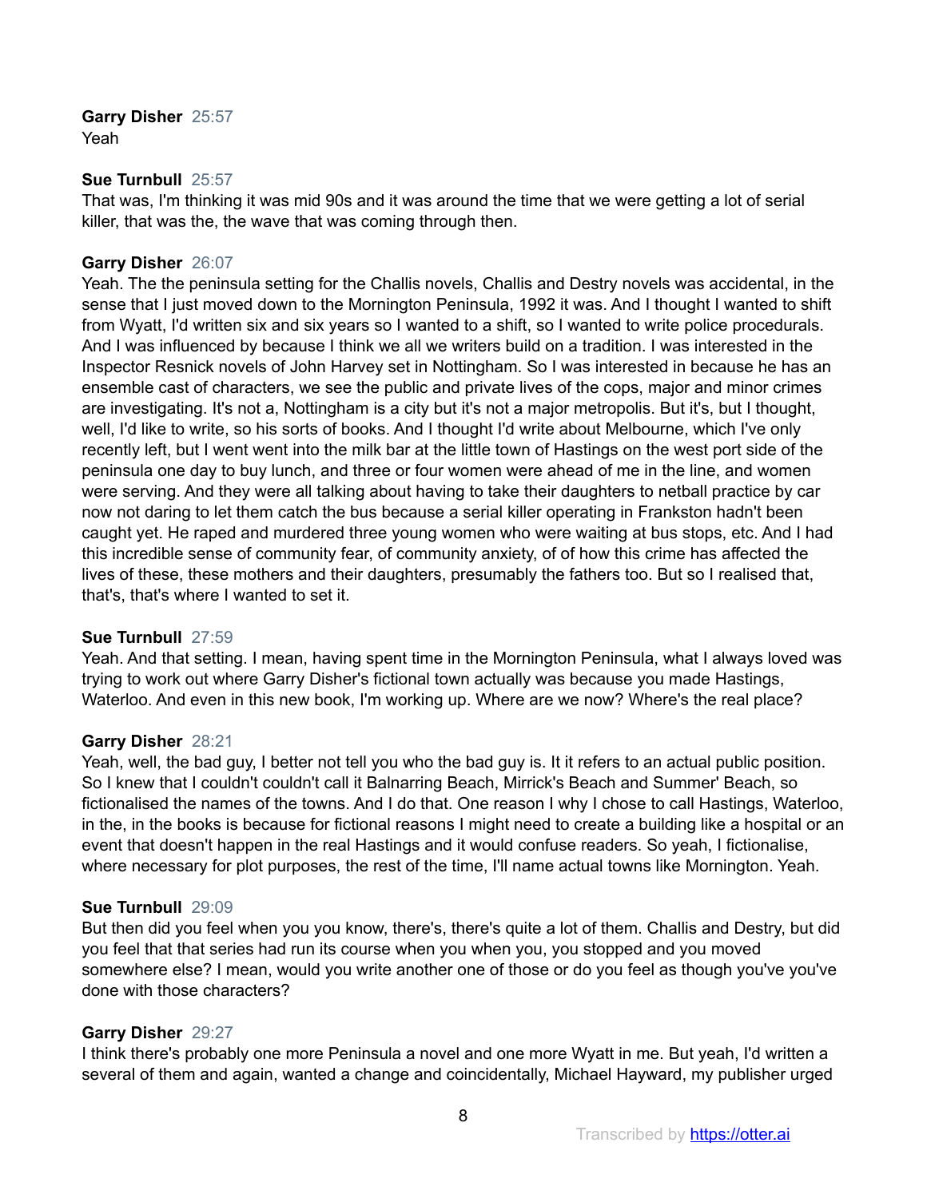**Garry Disher** 25:57
Yeah

**Sue Turnbull** 25:57
That was, I'm thinking it was mid 90s and it was around the time that we were getting a lot of serial killer, that was the, the wave that was coming through then.

**Garry Disher** 26:07
Yeah. The the peninsula setting for the Challis novels, Challis and Destry novels was accidental, in the sense that I just moved down to the Mornington Peninsula, 1992 it was. And I thought I wanted to shift from Wyatt, I'd written six and six years so I wanted to a shift, so I wanted to write police procedurals. And I was influenced by because I think we all we writers build on a tradition. I was interested in the Inspector Resnick novels of John Harvey set in Nottingham. So I was interested in because he has an ensemble cast of characters, we see the public and private lives of the cops, major and minor crimes are investigating. It's not a, Nottingham is a city but it's not a major metropolis. But it's, but I thought, well, I'd like to write, so his sorts of books. And I thought I'd write about Melbourne, which I've only recently left, but I went went into the milk bar at the little town of Hastings on the west port side of the peninsula one day to buy lunch, and three or four women were ahead of me in the line, and women were serving. And they were all talking about having to take their daughters to netball practice by car now not daring to let them catch the bus because a serial killer operating in Frankston hadn't been caught yet. He raped and murdered three young women who were waiting at bus stops, etc. And I had this incredible sense of community fear, of community anxiety, of of how this crime has affected the lives of these, these mothers and their daughters, presumably the fathers too. But so I realised that, that's, that's where I wanted to set it.

**Sue Turnbull** 27:59
Yeah. And that setting. I mean, having spent time in the Mornington Peninsula, what I always loved was trying to work out where Garry Disher's fictional town actually was because you made Hastings, Waterloo. And even in this new book, I'm working up. Where are we now? Where's the real place?

**Garry Disher** 28:21
Yeah, well, the bad guy, I better not tell you who the bad guy is. It it refers to an actual public position. So I knew that I couldn't couldn't call it Balnarring Beach, Mirrick's Beach and Summer' Beach, so fictionalised the names of the towns. And I do that. One reason I why I chose to call Hastings, Waterloo, in the, in the books is because for fictional reasons I might need to create a building like a hospital or an event that doesn't happen in the real Hastings and it would confuse readers. So yeah, I fictionalise, where necessary for plot purposes, the rest of the time, I'll name actual towns like Mornington. Yeah.

**Sue Turnbull** 29:09
But then did you feel when you you know, there's, there's quite a lot of them. Challis and Destry, but did you feel that that series had run its course when you when you, you stopped and you moved somewhere else? I mean, would you write another one of those or do you feel as though you've you've done with those characters?

**Garry Disher** 29:27
I think there's probably one more Peninsula a novel and one more Wyatt in me. But yeah, I'd written a several of them and again, wanted a change and coincidentally, Michael Hayward, my publisher urged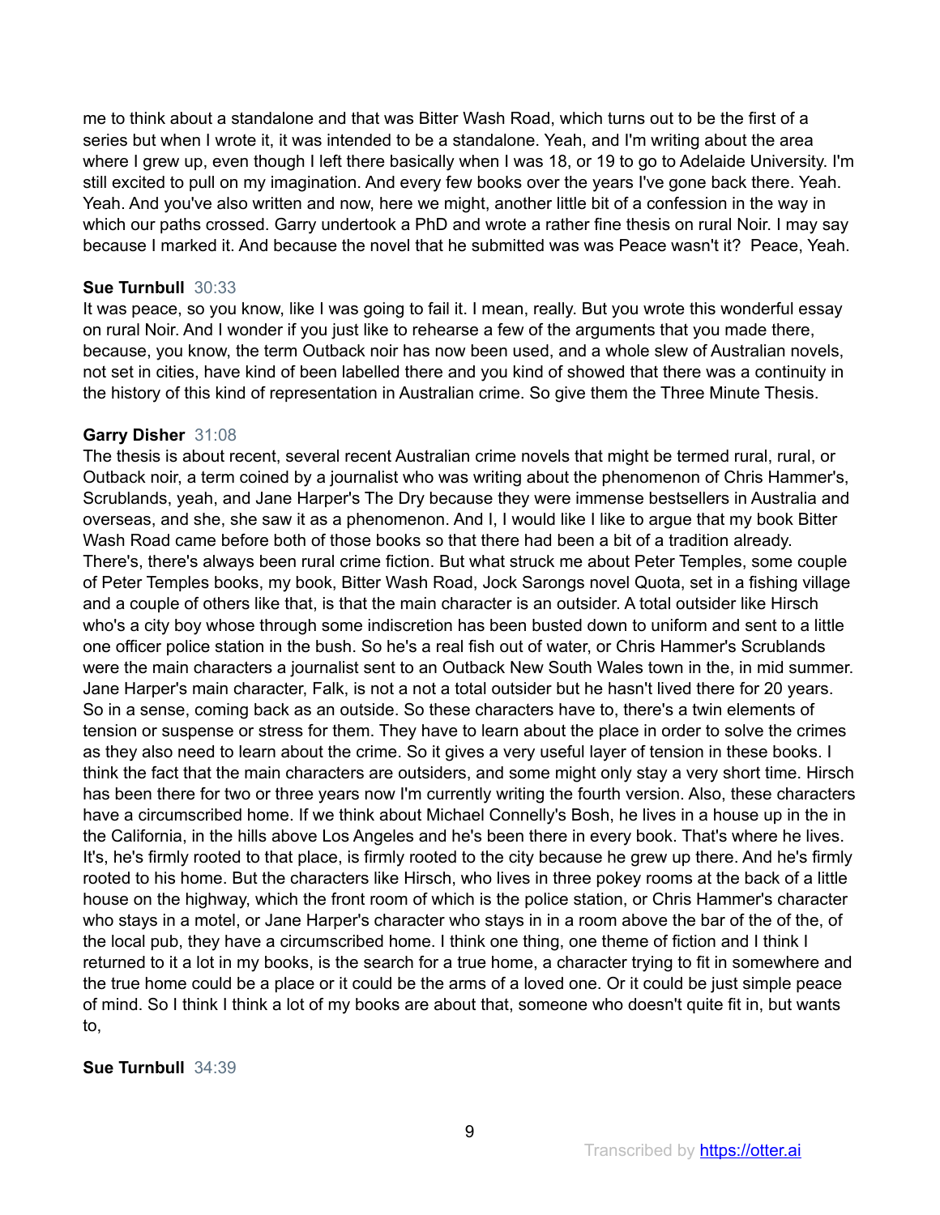me to think about a standalone and that was Bitter Wash Road, which turns out to be the first of a series but when I wrote it, it was intended to be a standalone. Yeah, and I'm writing about the area where I grew up, even though I left there basically when I was 18, or 19 to go to Adelaide University. I'm still excited to pull on my imagination. And every few books over the years I've gone back there. Yeah. Yeah. And you've also written and now, here we might, another little bit of a confession in the way in which our paths crossed. Garry undertook a PhD and wrote a rather fine thesis on rural Noir. I may say because I marked it. And because the novel that he submitted was was Peace wasn't it? Peace, Yeah.

**Sue Turnbull** 30:33

It was peace, so you know, like I was going to fail it. I mean, really. But you wrote this wonderful essay on rural Noir. And I wonder if you just like to rehearse a few of the arguments that you made there, because, you know, the term Outback noir has now been used, and a whole slew of Australian novels, not set in cities, have kind of been labelled there and you kind of showed that there was a continuity in the history of this kind of representation in Australian crime. So give them the Three Minute Thesis.

**Garry Disher** 31:08

The thesis is about recent, several recent Australian crime novels that might be termed rural, rural, or Outback noir, a term coined by a journalist who was writing about the phenomenon of Chris Hammer's, Scrublands, yeah, and Jane Harper's The Dry because they were immense bestsellers in Australia and overseas, and she, she saw it as a phenomenon. And I, I would like I like to argue that my book Bitter Wash Road came before both of those books so that there had been a bit of a tradition already. There's, there's always been rural crime fiction. But what struck me about Peter Temples, some couple of Peter Temples books, my book, Bitter Wash Road, Jock Sarongs novel Quota, set in a fishing village and a couple of others like that, is that the main character is an outsider. A total outsider like Hirsch who's a city boy whose through some indiscretion has been busted down to uniform and sent to a little one officer police station in the bush. So he's a real fish out of water, or Chris Hammer's Scrublands were the main characters a journalist sent to an Outback New South Wales town in the, in mid summer. Jane Harper's main character, Falk, is not a not a total outsider but he hasn't lived there for 20 years. So in a sense, coming back as an outside. So these characters have to, there's a twin elements of tension or suspense or stress for them. They have to learn about the place in order to solve the crimes as they also need to learn about the crime. So it gives a very useful layer of tension in these books. I think the fact that the main characters are outsiders, and some might only stay a very short time. Hirsch has been there for two or three years now I'm currently writing the fourth version. Also, these characters have a circumscribed home. If we think about Michael Connelly's Bosh, he lives in a house up in the in the California, in the hills above Los Angeles and he's been there in every book. That's where he lives. It's, he's firmly rooted to that place, is firmly rooted to the city because he grew up there. And he's firmly rooted to his home. But the characters like Hirsch, who lives in three pokey rooms at the back of a little house on the highway, which the front room of which is the police station, or Chris Hammer's character who stays in a motel, or Jane Harper's character who stays in in a room above the bar of the of the, of the local pub, they have a circumscribed home. I think one thing, one theme of fiction and I think I returned to it a lot in my books, is the search for a true home, a character trying to fit in somewhere and the true home could be a place or it could be the arms of a loved one. Or it could be just simple peace of mind. So I think I think a lot of my books are about that, someone who doesn't quite fit in, but wants to,

**Sue Turnbull** 34:39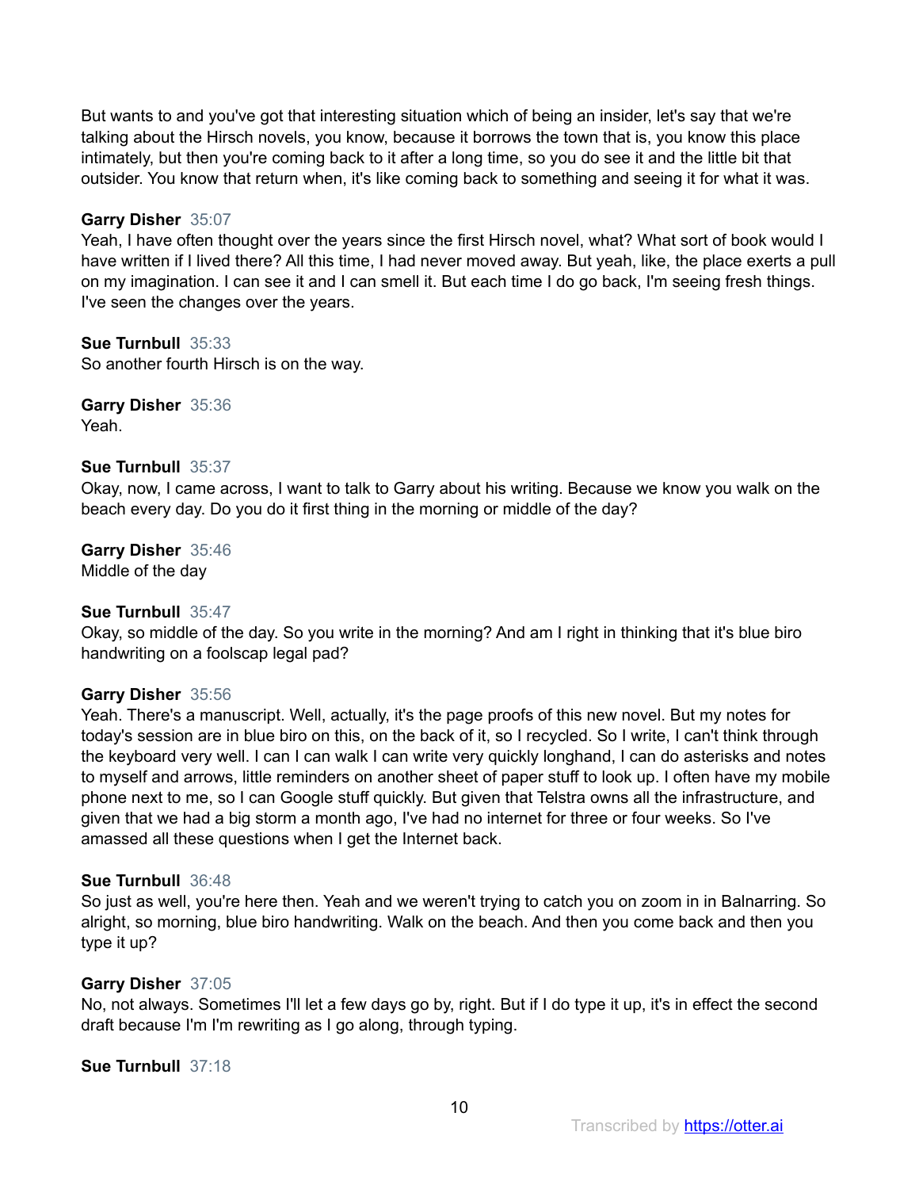But wants to and you've got that interesting situation which of being an insider, let's say that we're talking about the Hirsch novels, you know, because it borrows the town that is, you know this place intimately, but then you're coming back to it after a long time, so you do see it and the little bit that outsider. You know that return when, it's like coming back to something and seeing it for what it was.

**Garry Disher** 35:07
Yeah, I have often thought over the years since the first Hirsch novel, what? What sort of book would I have written if I lived there? All this time, I had never moved away. But yeah, like, the place exerts a pull on my imagination. I can see it and I can smell it. But each time I do go back, I'm seeing fresh things. I've seen the changes over the years.

**Sue Turnbull** 35:33
So another fourth Hirsch is on the way.

**Garry Disher** 35:36
Yeah.

**Sue Turnbull** 35:37
Okay, now, I came across, I want to talk to Garry about his writing. Because we know you walk on the beach every day. Do you do it first thing in the morning or middle of the day?

**Garry Disher** 35:46
Middle of the day

**Sue Turnbull** 35:47
Okay, so middle of the day. So you write in the morning? And am I right in thinking that it's blue biro handwriting on a foolscap legal pad?

**Garry Disher** 35:56
Yeah. There's a manuscript. Well, actually, it's the page proofs of this new novel. But my notes for today's session are in blue biro on this, on the back of it, so I recycled. So I write, I can't think through the keyboard very well. I can I can walk I can write very quickly longhand, I can do asterisks and notes to myself and arrows, little reminders on another sheet of paper stuff to look up. I often have my mobile phone next to me, so I can Google stuff quickly. But given that Telstra owns all the infrastructure, and given that we had a big storm a month ago, I've had no internet for three or four weeks. So I've amassed all these questions when I get the Internet back.

**Sue Turnbull** 36:48
So just as well, you're here then. Yeah and we weren't trying to catch you on zoom in in Balnarring. So alright, so morning, blue biro handwriting. Walk on the beach. And then you come back and then you type it up?

**Garry Disher** 37:05
No, not always. Sometimes I'll let a few days go by, right. But if I do type it up, it's in effect the second draft because I'm I'm rewriting as I go along, through typing.

**Sue Turnbull** 37:18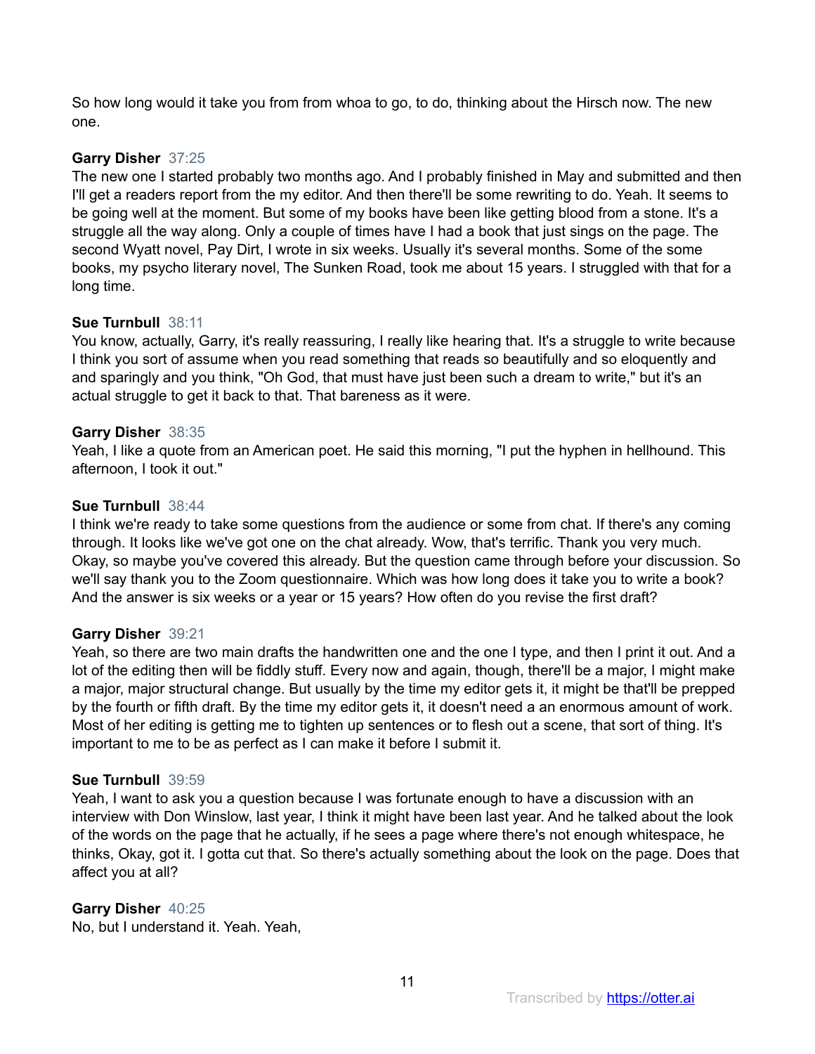So how long would it take you from from whoa to go, to do, thinking about the Hirsch now. The new one.

**Garry Disher** 37:25
The new one I started probably two months ago. And I probably finished in May and submitted and then I'll get a readers report from the my editor. And then there'll be some rewriting to do. Yeah. It seems to be going well at the moment. But some of my books have been like getting blood from a stone. It's a struggle all the way along. Only a couple of times have I had a book that just sings on the page. The second Wyatt novel, Pay Dirt, I wrote in six weeks. Usually it's several months. Some of the some books, my psycho literary novel, The Sunken Road, took me about 15 years. I struggled with that for a long time.

**Sue Turnbull** 38:11
You know, actually, Garry, it's really reassuring, I really like hearing that. It's a struggle to write because I think you sort of assume when you read something that reads so beautifully and so eloquently and and sparingly and you think, "Oh God, that must have just been such a dream to write," but it's an actual struggle to get it back to that. That bareness as it were.

**Garry Disher** 38:35
Yeah, I like a quote from an American poet. He said this morning, "I put the hyphen in hellhound. This afternoon, I took it out."

**Sue Turnbull** 38:44
I think we're ready to take some questions from the audience or some from chat. If there's any coming through. It looks like we've got one on the chat already. Wow, that's terrific. Thank you very much. Okay, so maybe you've covered this already. But the question came through before your discussion. So we'll say thank you to the Zoom questionnaire. Which was how long does it take you to write a book? And the answer is six weeks or a year or 15 years? How often do you revise the first draft?

**Garry Disher** 39:21
Yeah, so there are two main drafts the handwritten one and the one I type, and then I print it out. And a lot of the editing then will be fiddly stuff. Every now and again, though, there'll be a major, I might make a major, major structural change. But usually by the time my editor gets it, it might be that'll be prepped by the fourth or fifth draft. By the time my editor gets it, it doesn't need a an enormous amount of work. Most of her editing is getting me to tighten up sentences or to flesh out a scene, that sort of thing. It's important to me to be as perfect as I can make it before I submit it.

**Sue Turnbull** 39:59
Yeah, I want to ask you a question because I was fortunate enough to have a discussion with an interview with Don Winslow, last year, I think it might have been last year. And he talked about the look of the words on the page that he actually, if he sees a page where there's not enough whitespace, he thinks, Okay, got it. I gotta cut that. So there's actually something about the look on the page. Does that affect you at all?

**Garry Disher** 40:25
No, but I understand it. Yeah. Yeah,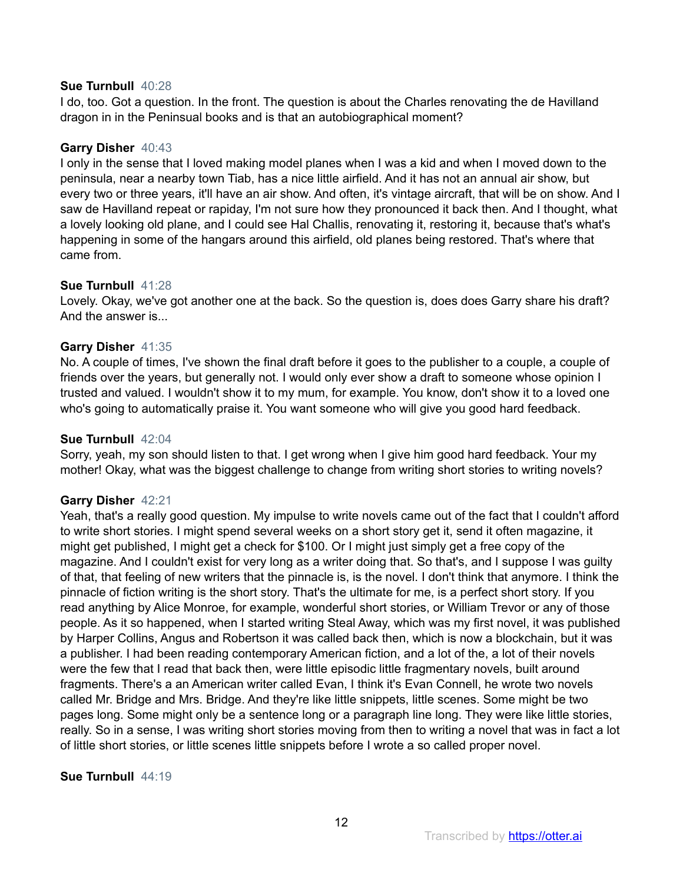**Sue Turnbull** 40:28
I do, too. Got a question. In the front. The question is about the Charles renovating the de Havilland dragon in in the Peninsual books and is that an autobiographical moment?

**Garry Disher** 40:43
I only in the sense that I loved making model planes when I was a kid and when I moved down to the peninsula, near a nearby town Tiab, has a nice little airfield. And it has not an annual air show, but every two or three years, it'll have an air show. And often, it's vintage aircraft, that will be on show. And I saw de Havilland repeat or rapiday, I'm not sure how they pronounced it back then. And I thought, what a lovely looking old plane, and I could see Hal Challis, renovating it, restoring it, because that's what's happening in some of the hangars around this airfield, old planes being restored. That's where that came from.

**Sue Turnbull** 41:28
Lovely. Okay, we've got another one at the back. So the question is, does does Garry share his draft? And the answer is...

**Garry Disher** 41:35
No. A couple of times, I've shown the final draft before it goes to the publisher to a couple, a couple of friends over the years, but generally not. I would only ever show a draft to someone whose opinion I trusted and valued. I wouldn't show it to my mum, for example. You know, don't show it to a loved one who's going to automatically praise it. You want someone who will give you good hard feedback.

**Sue Turnbull** 42:04
Sorry, yeah, my son should listen to that. I get wrong when I give him good hard feedback. Your my mother! Okay, what was the biggest challenge to change from writing short stories to writing novels?

**Garry Disher** 42:21
Yeah, that's a really good question. My impulse to write novels came out of the fact that I couldn't afford to write short stories. I might spend several weeks on a short story get it, send it often magazine, it might get published, I might get a check for $100. Or I might just simply get a free copy of the magazine. And I couldn't exist for very long as a writer doing that. So that's, and I suppose I was guilty of that, that feeling of new writers that the pinnacle is, is the novel. I don't think that anymore. I think the pinnacle of fiction writing is the short story. That's the ultimate for me, is a perfect short story. If you read anything by Alice Monroe, for example, wonderful short stories, or William Trevor or any of those people. As it so happened, when I started writing Steal Away, which was my first novel, it was published by Harper Collins, Angus and Robertson it was called back then, which is now a blockchain, but it was a publisher. I had been reading contemporary American fiction, and a lot of the, a lot of their novels were the few that I read that back then, were little episodic little fragmentary novels, built around fragments. There's a an American writer called Evan, I think it's Evan Connell, he wrote two novels called Mr. Bridge and Mrs. Bridge. And they're like little snippets, little scenes. Some might be two pages long. Some might only be a sentence long or a paragraph line long. They were like little stories, really. So in a sense, I was writing short stories moving from then to writing a novel that was in fact a lot of little short stories, or little scenes little snippets before I wrote a so called proper novel.

**Sue Turnbull** 44:19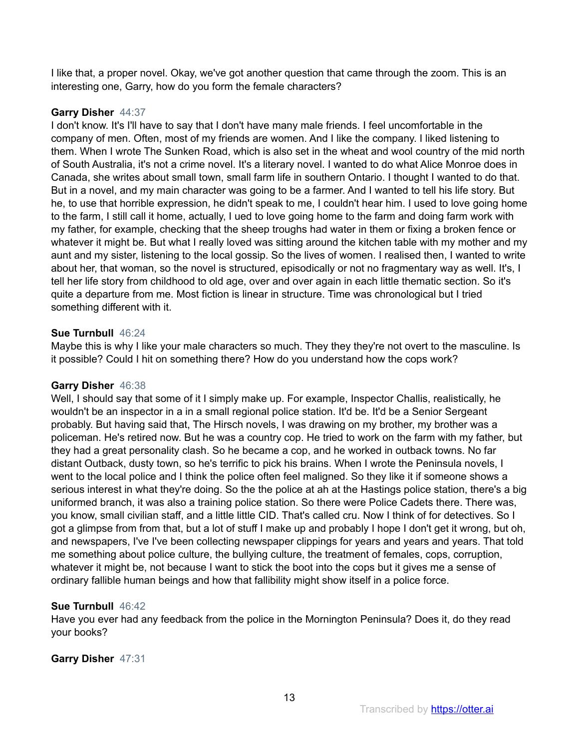I like that, a proper novel. Okay, we've got another question that came through the zoom. This is an interesting one, Garry, how do you form the female characters?

**Garry Disher** 44:37
I don't know. It's I'll have to say that I don't have many male friends. I feel uncomfortable in the company of men. Often, most of my friends are women. And I like the company. I liked listening to them. When I wrote The Sunken Road, which is also set in the wheat and wool country of the mid north of South Australia, it's not a crime novel. It's a literary novel. I wanted to do what Alice Monroe does in Canada, she writes about small town, small farm life in southern Ontario. I thought I wanted to do that. But in a novel, and my main character was going to be a farmer. And I wanted to tell his life story. But he, to use that horrible expression, he didn't speak to me, I couldn't hear him. I used to love going home to the farm, I still call it home, actually, I ued to love going home to the farm and doing farm work with my father, for example, checking that the sheep troughs had water in them or fixing a broken fence or whatever it might be. But what I really loved was sitting around the kitchen table with my mother and my aunt and my sister, listening to the local gossip. So the lives of women. I realised then, I wanted to write about her, that woman, so the novel is structured, episodically or not no fragmentary way as well. It's, I tell her life story from childhood to old age, over and over again in each little thematic section. So it's quite a departure from me. Most fiction is linear in structure. Time was chronological but I tried something different with it.

**Sue Turnbull** 46:24
Maybe this is why I like your male characters so much. They they they're not overt to the masculine. Is it possible? Could I hit on something there? How do you understand how the cops work?

**Garry Disher** 46:38
Well, I should say that some of it I simply make up. For example, Inspector Challis, realistically, he wouldn't be an inspector in a in a small regional police station. It'd be. It'd be a Senior Sergeant probably. But having said that, The Hirsch novels, I was drawing on my brother, my brother was a policeman. He's retired now. But he was a country cop. He tried to work on the farm with my father, but they had a great personality clash. So he became a cop, and he worked in outback towns. No far distant Outback, dusty town, so he's terrific to pick his brains. When I wrote the Peninsula novels, I went to the local police and I think the police often feel maligned. So they like it if someone shows a serious interest in what they're doing. So the the police at ah at the Hastings police station, there's a big uniformed branch, it was also a training police station. So there were Police Cadets there. There was, you know, small civilian staff, and a little little CID. That's called cru. Now I think of for detectives. So I got a glimpse from from that, but a lot of stuff I make up and probably I hope I don't get it wrong, but oh, and newspapers, I've I've been collecting newspaper clippings for years and years and years. That told me something about police culture, the bullying culture, the treatment of females, cops, corruption, whatever it might be, not because I want to stick the boot into the cops but it gives me a sense of ordinary fallible human beings and how that fallibility might show itself in a police force.

**Sue Turnbull** 46:42
Have you ever had any feedback from the police in the Mornington Peninsula? Does it, do they read your books?

**Garry Disher** 47:31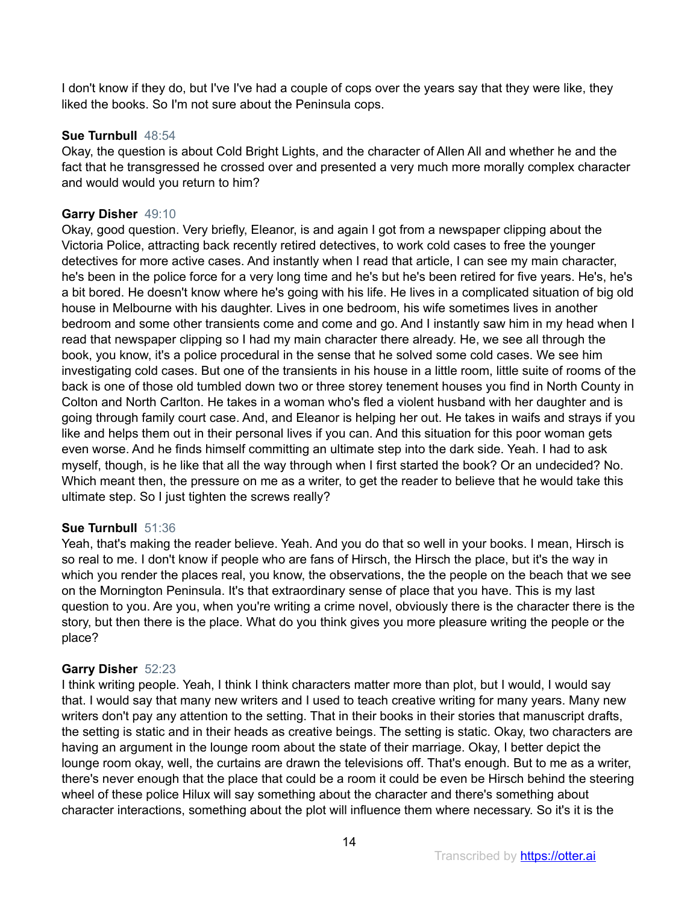I don't know if they do, but I've I've had a couple of cops over the years say that they were like, they liked the books. So I'm not sure about the Peninsula cops.

**Sue Turnbull** 48:54
Okay, the question is about Cold Bright Lights, and the character of Allen All and whether he and the fact that he transgressed he crossed over and presented a very much more morally complex character and would would you return to him?

**Garry Disher** 49:10
Okay, good question. Very briefly, Eleanor, is and again I got from a newspaper clipping about the Victoria Police, attracting back recently retired detectives, to work cold cases to free the younger detectives for more active cases. And instantly when I read that article, I can see my main character, he's been in the police force for a very long time and he's but he's been retired for five years. He's, he's a bit bored. He doesn't know where he's going with his life. He lives in a complicated situation of big old house in Melbourne with his daughter. Lives in one bedroom, his wife sometimes lives in another bedroom and some other transients come and come and go. And I instantly saw him in my head when I read that newspaper clipping so I had my main character there already. He, we see all through the book, you know, it's a police procedural in the sense that he solved some cold cases. We see him investigating cold cases. But one of the transients in his house in a little room, little suite of rooms of the back is one of those old tumbled down two or three storey tenement houses you find in North County in Colton and North Carlton. He takes in a woman who's fled a violent husband with her daughter and is going through family court case. And, and Eleanor is helping her out. He takes in waifs and strays if you like and helps them out in their personal lives if you can. And this situation for this poor woman gets even worse. And he finds himself committing an ultimate step into the dark side. Yeah. I had to ask myself, though, is he like that all the way through when I first started the book? Or an undecided? No. Which meant then, the pressure on me as a writer, to get the reader to believe that he would take this ultimate step. So I just tighten the screws really?

**Sue Turnbull** 51:36
Yeah, that's making the reader believe. Yeah. And you do that so well in your books. I mean, Hirsch is so real to me. I don't know if people who are fans of Hirsch, the Hirsch the place, but it's the way in which you render the places real, you know, the observations, the the people on the beach that we see on the Mornington Peninsula. It's that extraordinary sense of place that you have. This is my last question to you. Are you, when you're writing a crime novel, obviously there is the character there is the story, but then there is the place. What do you think gives you more pleasure writing the people or the place?

**Garry Disher** 52:23
I think writing people. Yeah, I think I think characters matter more than plot, but I would, I would say that. I would say that many new writers and I used to teach creative writing for many years. Many new writers don't pay any attention to the setting. That in their books in their stories that manuscript drafts, the setting is static and in their heads as creative beings. The setting is static. Okay, two characters are having an argument in the lounge room about the state of their marriage. Okay, I better depict the lounge room okay, well, the curtains are drawn the televisions off. That's enough. But to me as a writer, there's never enough that the place that could be a room it could be even be Hirsch behind the steering wheel of these police Hilux will say something about the character and there's something about character interactions, something about the plot will influence them where necessary. So it's it is the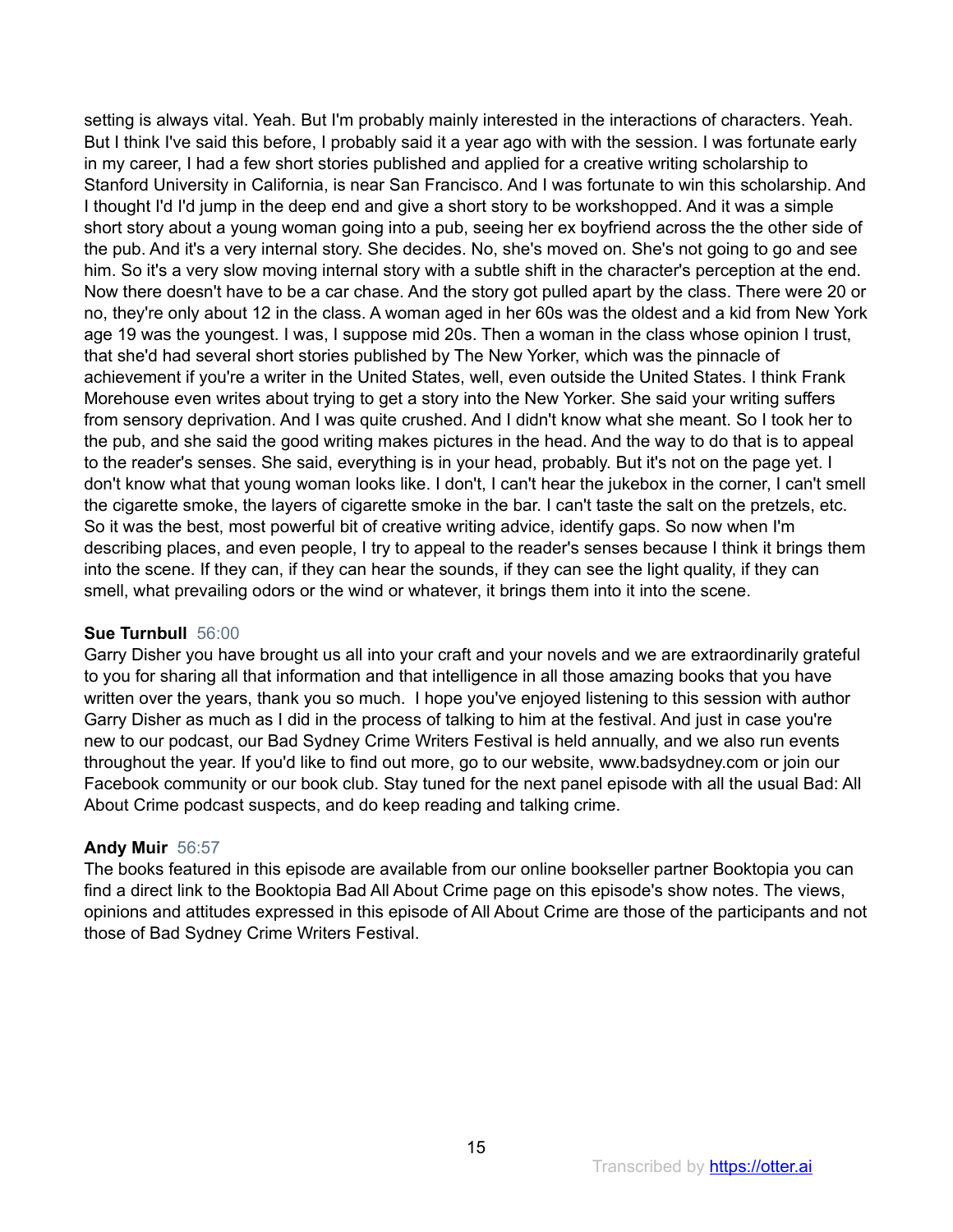setting is always vital. Yeah. But I'm probably mainly interested in the interactions of characters. Yeah. But I think I've said this before, I probably said it a year ago with with the session. I was fortunate early in my career, I had a few short stories published and applied for a creative writing scholarship to Stanford University in California, is near San Francisco. And I was fortunate to win this scholarship. And I thought I'd I'd jump in the deep end and give a short story to be workshopped. And it was a simple short story about a young woman going into a pub, seeing her ex boyfriend across the the other side of the pub. And it's a very internal story. She decides. No, she's moved on. She's not going to go and see him. So it's a very slow moving internal story with a subtle shift in the character's perception at the end. Now there doesn't have to be a car chase. And the story got pulled apart by the class. There were 20 or no, they're only about 12 in the class. A woman aged in her 60s was the oldest and a kid from New York age 19 was the youngest. I was, I suppose mid 20s. Then a woman in the class whose opinion I trust, that she'd had several short stories published by The New Yorker, which was the pinnacle of achievement if you're a writer in the United States, well, even outside the United States. I think Frank Morehouse even writes about trying to get a story into the New Yorker. She said your writing suffers from sensory deprivation. And I was quite crushed. And I didn't know what she meant. So I took her to the pub, and she said the good writing makes pictures in the head. And the way to do that is to appeal to the reader's senses. She said, everything is in your head, probably. But it's not on the page yet. I don't know what that young woman looks like. I don't, I can't hear the jukebox in the corner, I can't smell the cigarette smoke, the layers of cigarette smoke in the bar. I can't taste the salt on the pretzels, etc. So it was the best, most powerful bit of creative writing advice, identify gaps. So now when I'm describing places, and even people, I try to appeal to the reader's senses because I think it brings them into the scene. If they can, if they can hear the sounds, if they can see the light quality, if they can smell, what prevailing odors or the wind or whatever, it brings them into it into the scene.

**Sue Turnbull** 56:00

Garry Disher you have brought us all into your craft and your novels and we are extraordinarily grateful to you for sharing all that information and that intelligence in all those amazing books that you have written over the years, thank you so much. I hope you've enjoyed listening to this session with author Garry Disher as much as I did in the process of talking to him at the festival. And just in case you're new to our podcast, our Bad Sydney Crime Writers Festival is held annually, and we also run events throughout the year. If you'd like to find out more, go to our website, www.badsydney.com or join our Facebook community or our book club. Stay tuned for the next panel episode with all the usual Bad: All About Crime podcast suspects, and do keep reading and talking crime.

**Andy Muir** 56:57

The books featured in this episode are available from our online bookseller partner Booktopia you can find a direct link to the Booktopia Bad All About Crime page on this episode's show notes. The views, opinions and attitudes expressed in this episode of All About Crime are those of the participants and not those of Bad Sydney Crime Writers Festival.